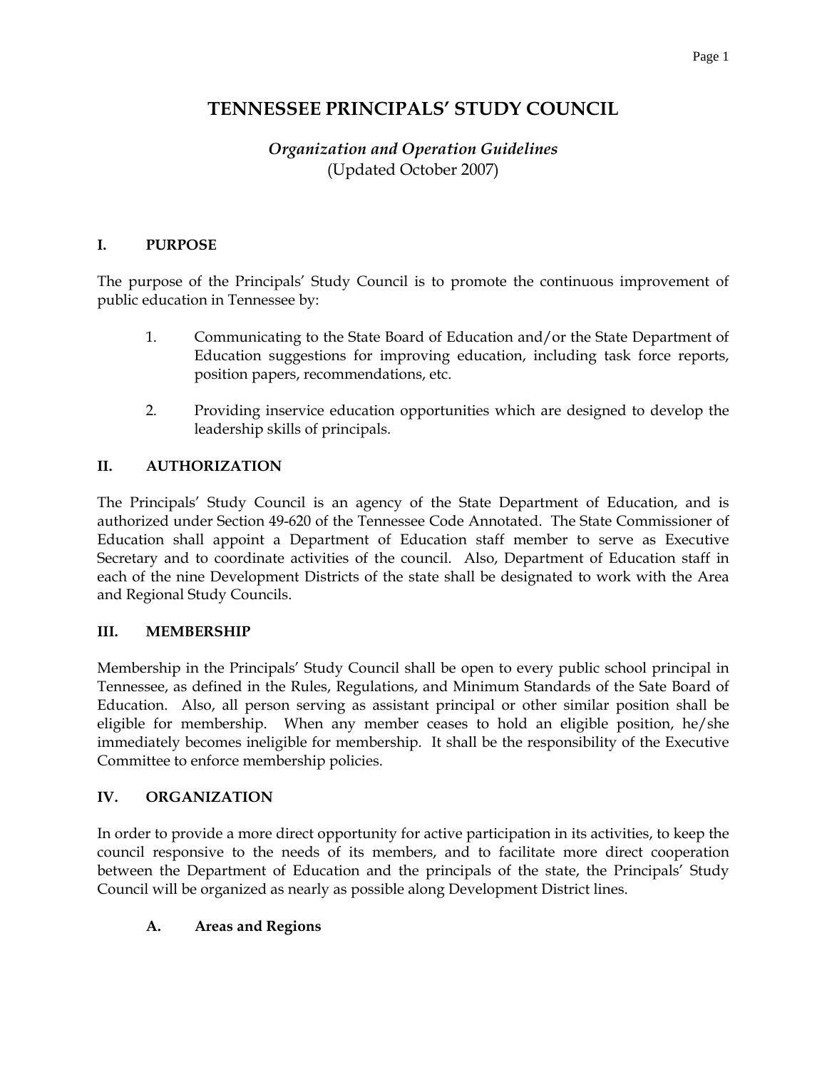# TENNESSEE PRINCIPALS' STUDY COUNCIL

*Organization and Operation Guidelines*
(Updated October 2007)

## I. PURPOSE

The purpose of the Principals' Study Council is to promote the continuous improvement of public education in Tennessee by:

1. Communicating to the State Board of Education and/or the State Department of Education suggestions for improving education, including task force reports, position papers, recommendations, etc.

2. Providing inservice education opportunities which are designed to develop the leadership skills of principals.

## II. AUTHORIZATION

The Principals' Study Council is an agency of the State Department of Education, and is authorized under Section 49-620 of the Tennessee Code Annotated. The State Commissioner of Education shall appoint a Department of Education staff member to serve as Executive Secretary and to coordinate activities of the council. Also, Department of Education staff in each of the nine Development Districts of the state shall be designated to work with the Area and Regional Study Councils.

## III. MEMBERSHIP

Membership in the Principals' Study Council shall be open to every public school principal in Tennessee, as defined in the Rules, Regulations, and Minimum Standards of the Sate Board of Education. Also, all person serving as assistant principal or other similar position shall be eligible for membership. When any member ceases to hold an eligible position, he/she immediately becomes ineligible for membership. It shall be the responsibility of the Executive Committee to enforce membership policies.

## IV. ORGANIZATION

In order to provide a more direct opportunity for active participation in its activities, to keep the council responsive to the needs of its members, and to facilitate more direct cooperation between the Department of Education and the principals of the state, the Principals' Study Council will be organized as nearly as possible along Development District lines.

### A. Areas and Regions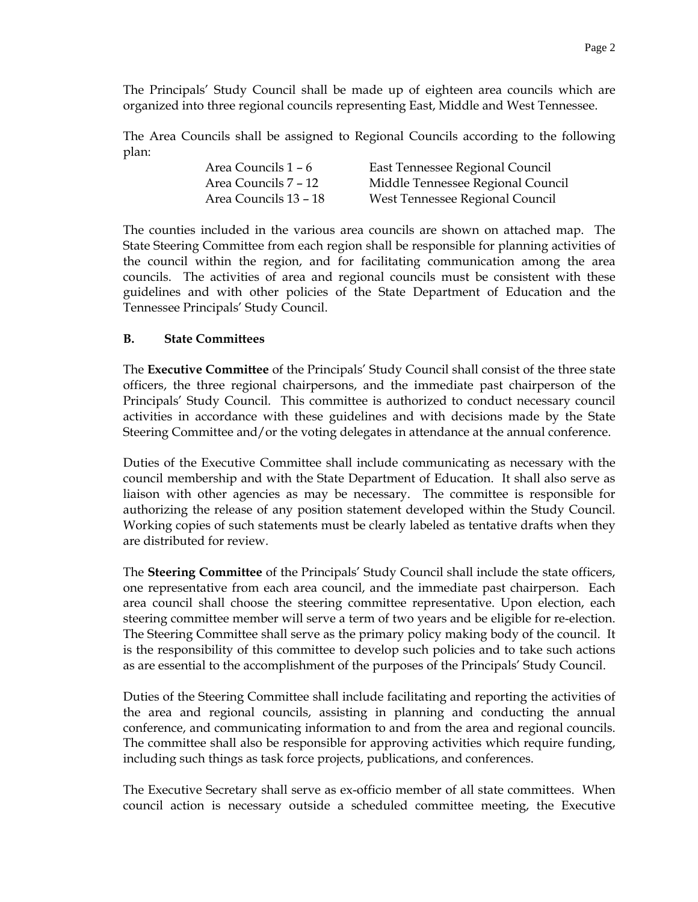The Principals' Study Council shall be made up of eighteen area councils which are organized into three regional councils representing East, Middle and West Tennessee.

The Area Councils shall be assigned to Regional Councils according to the following plan:

| | |
|---|---|
| Area Councils 1 – 6 | East Tennessee Regional Council |
| Area Councils 7 – 12 | Middle Tennessee Regional Council |
| Area Councils 13 – 18 | West Tennessee Regional Council |

The counties included in the various area councils are shown on attached map. The State Steering Committee from each region shall be responsible for planning activities of the council within the region, and for facilitating communication among the area councils. The activities of area and regional councils must be consistent with these guidelines and with other policies of the State Department of Education and the Tennessee Principals' Study Council.

## B. State Committees

The **Executive Committee** of the Principals' Study Council shall consist of the three state officers, the three regional chairpersons, and the immediate past chairperson of the Principals' Study Council. This committee is authorized to conduct necessary council activities in accordance with these guidelines and with decisions made by the State Steering Committee and/or the voting delegates in attendance at the annual conference.

Duties of the Executive Committee shall include communicating as necessary with the council membership and with the State Department of Education. It shall also serve as liaison with other agencies as may be necessary. The committee is responsible for authorizing the release of any position statement developed within the Study Council. Working copies of such statements must be clearly labeled as tentative drafts when they are distributed for review.

The **Steering Committee** of the Principals' Study Council shall include the state officers, one representative from each area council, and the immediate past chairperson. Each area council shall choose the steering committee representative. Upon election, each steering committee member will serve a term of two years and be eligible for re-election. The Steering Committee shall serve as the primary policy making body of the council. It is the responsibility of this committee to develop such policies and to take such actions as are essential to the accomplishment of the purposes of the Principals' Study Council.

Duties of the Steering Committee shall include facilitating and reporting the activities of the area and regional councils, assisting in planning and conducting the annual conference, and communicating information to and from the area and regional councils. The committee shall also be responsible for approving activities which require funding, including such things as task force projects, publications, and conferences.

The Executive Secretary shall serve as ex-officio member of all state committees. When council action is necessary outside a scheduled committee meeting, the Executive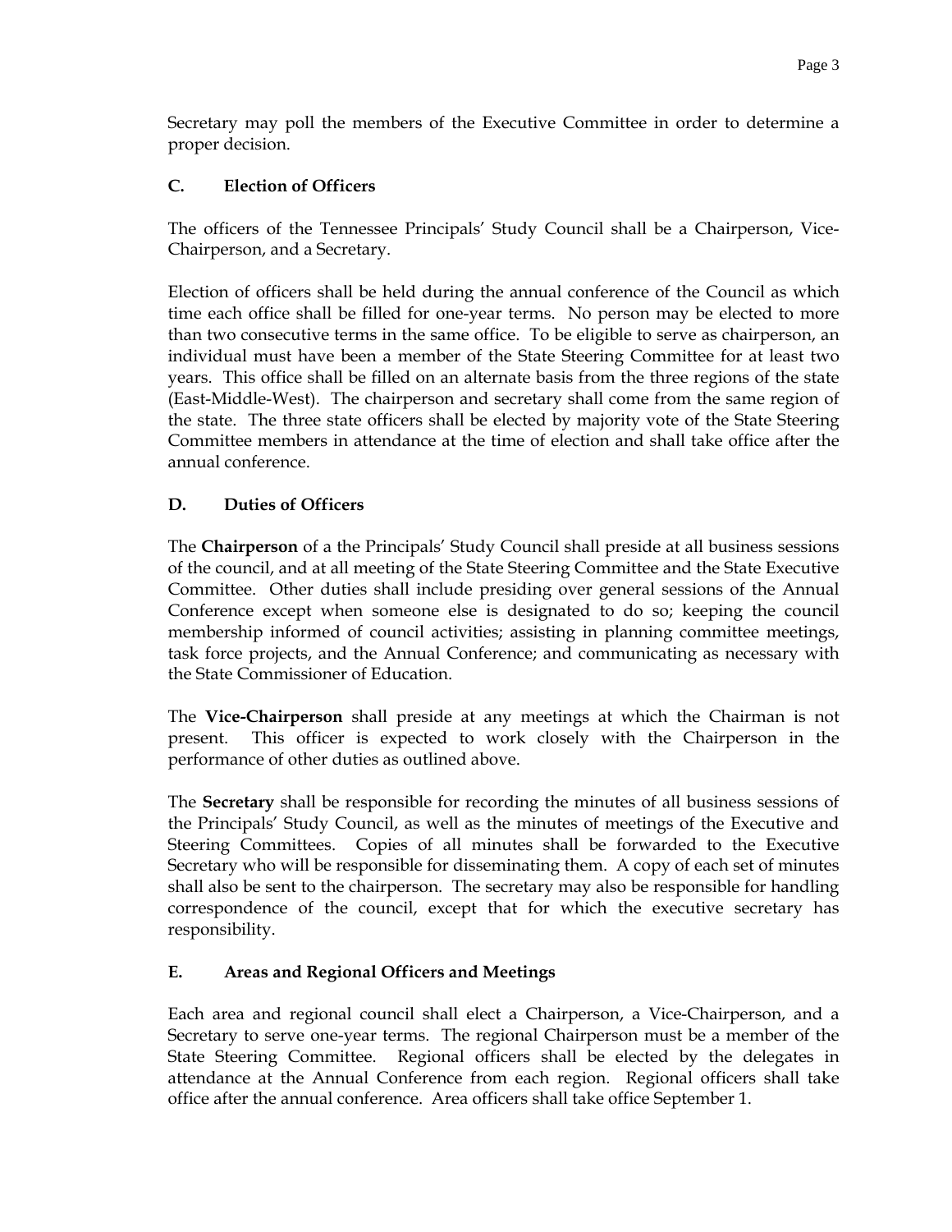Secretary may poll the members of the Executive Committee in order to determine a proper decision.

## C. Election of Officers

The officers of the Tennessee Principals' Study Council shall be a Chairperson, Vice-Chairperson, and a Secretary.

Election of officers shall be held during the annual conference of the Council as which time each office shall be filled for one-year terms. No person may be elected to more than two consecutive terms in the same office. To be eligible to serve as chairperson, an individual must have been a member of the State Steering Committee for at least two years. This office shall be filled on an alternate basis from the three regions of the state (East-Middle-West). The chairperson and secretary shall come from the same region of the state. The three state officers shall be elected by majority vote of the State Steering Committee members in attendance at the time of election and shall take office after the annual conference.

## D. Duties of Officers

The **Chairperson** of a the Principals' Study Council shall preside at all business sessions of the council, and at all meeting of the State Steering Committee and the State Executive Committee. Other duties shall include presiding over general sessions of the Annual Conference except when someone else is designated to do so; keeping the council membership informed of council activities; assisting in planning committee meetings, task force projects, and the Annual Conference; and communicating as necessary with the State Commissioner of Education.

The **Vice-Chairperson** shall preside at any meetings at which the Chairman is not present. This officer is expected to work closely with the Chairperson in the performance of other duties as outlined above.

The **Secretary** shall be responsible for recording the minutes of all business sessions of the Principals' Study Council, as well as the minutes of meetings of the Executive and Steering Committees. Copies of all minutes shall be forwarded to the Executive Secretary who will be responsible for disseminating them. A copy of each set of minutes shall also be sent to the chairperson. The secretary may also be responsible for handling correspondence of the council, except that for which the executive secretary has responsibility.

## E. Areas and Regional Officers and Meetings

Each area and regional council shall elect a Chairperson, a Vice-Chairperson, and a Secretary to serve one-year terms. The regional Chairperson must be a member of the State Steering Committee. Regional officers shall be elected by the delegates in attendance at the Annual Conference from each region. Regional officers shall take office after the annual conference. Area officers shall take office September 1.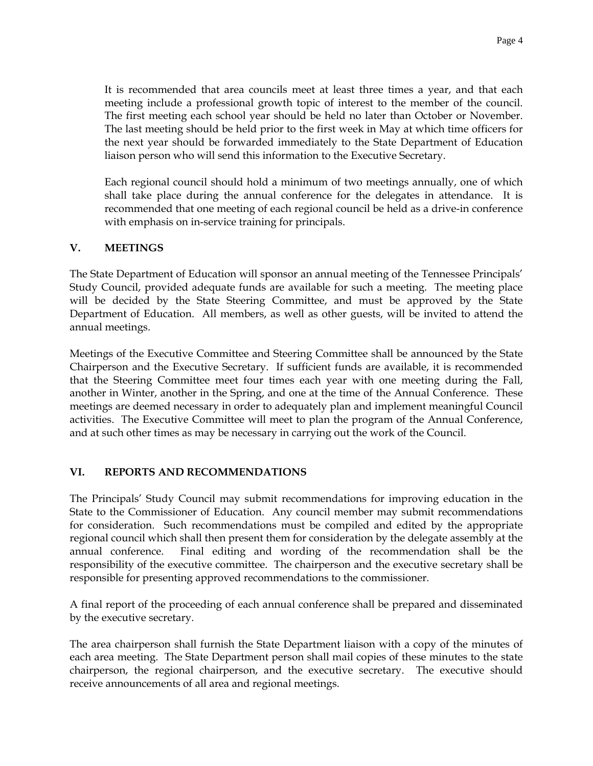It is recommended that area councils meet at least three times a year, and that each meeting include a professional growth topic of interest to the member of the council. The first meeting each school year should be held no later than October or November. The last meeting should be held prior to the first week in May at which time officers for the next year should be forwarded immediately to the State Department of Education liaison person who will send this information to the Executive Secretary.

Each regional council should hold a minimum of two meetings annually, one of which shall take place during the annual conference for the delegates in attendance. It is recommended that one meeting of each regional council be held as a drive-in conference with emphasis on in-service training for principals.

## V. MEETINGS

The State Department of Education will sponsor an annual meeting of the Tennessee Principals' Study Council, provided adequate funds are available for such a meeting. The meeting place will be decided by the State Steering Committee, and must be approved by the State Department of Education. All members, as well as other guests, will be invited to attend the annual meetings.

Meetings of the Executive Committee and Steering Committee shall be announced by the State Chairperson and the Executive Secretary. If sufficient funds are available, it is recommended that the Steering Committee meet four times each year with one meeting during the Fall, another in Winter, another in the Spring, and one at the time of the Annual Conference. These meetings are deemed necessary in order to adequately plan and implement meaningful Council activities. The Executive Committee will meet to plan the program of the Annual Conference, and at such other times as may be necessary in carrying out the work of the Council.

## VI. REPORTS AND RECOMMENDATIONS

The Principals' Study Council may submit recommendations for improving education in the State to the Commissioner of Education. Any council member may submit recommendations for consideration. Such recommendations must be compiled and edited by the appropriate regional council which shall then present them for consideration by the delegate assembly at the annual conference. Final editing and wording of the recommendation shall be the responsibility of the executive committee. The chairperson and the executive secretary shall be responsible for presenting approved recommendations to the commissioner.

A final report of the proceeding of each annual conference shall be prepared and disseminated by the executive secretary.

The area chairperson shall furnish the State Department liaison with a copy of the minutes of each area meeting. The State Department person shall mail copies of these minutes to the state chairperson, the regional chairperson, and the executive secretary. The executive should receive announcements of all area and regional meetings.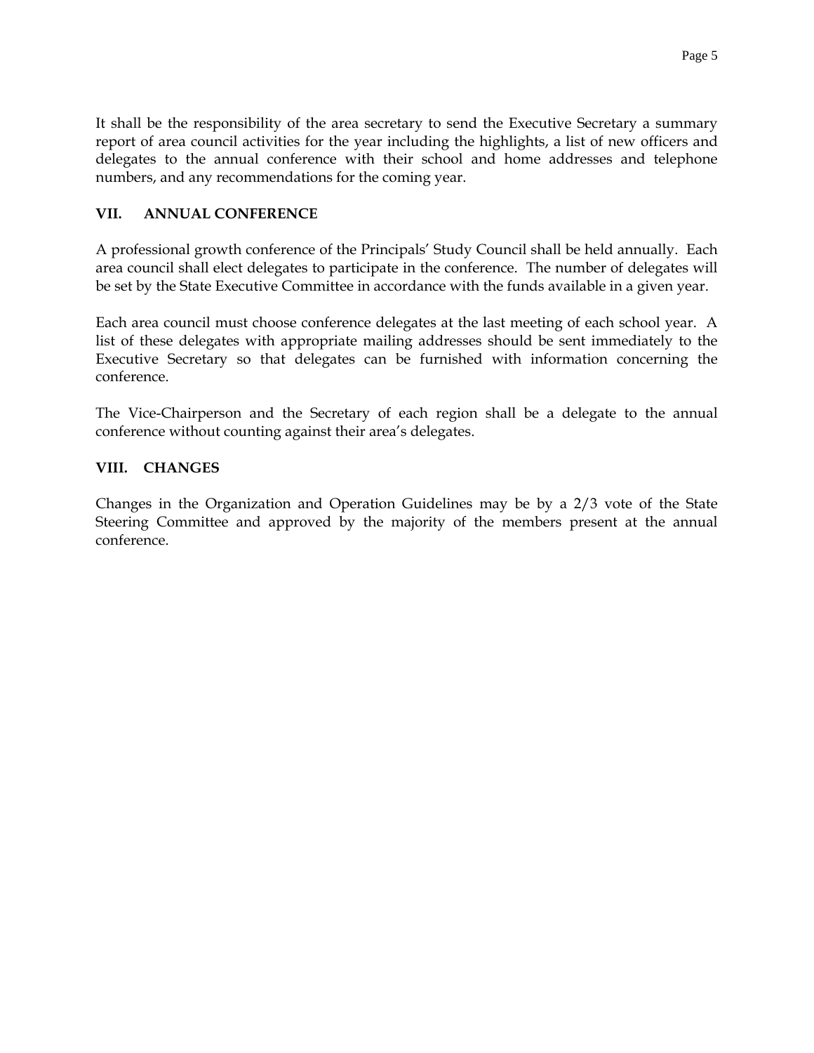It shall be the responsibility of the area secretary to send the Executive Secretary a summary report of area council activities for the year including the highlights, a list of new officers and delegates to the annual conference with their school and home addresses and telephone numbers, and any recommendations for the coming year.

## VII. ANNUAL CONFERENCE

A professional growth conference of the Principals' Study Council shall be held annually. Each area council shall elect delegates to participate in the conference. The number of delegates will be set by the State Executive Committee in accordance with the funds available in a given year.

Each area council must choose conference delegates at the last meeting of each school year. A list of these delegates with appropriate mailing addresses should be sent immediately to the Executive Secretary so that delegates can be furnished with information concerning the conference.

The Vice-Chairperson and the Secretary of each region shall be a delegate to the annual conference without counting against their area's delegates.

## VIII. CHANGES

Changes in the Organization and Operation Guidelines may be by a 2/3 vote of the State Steering Committee and approved by the majority of the members present at the annual conference.